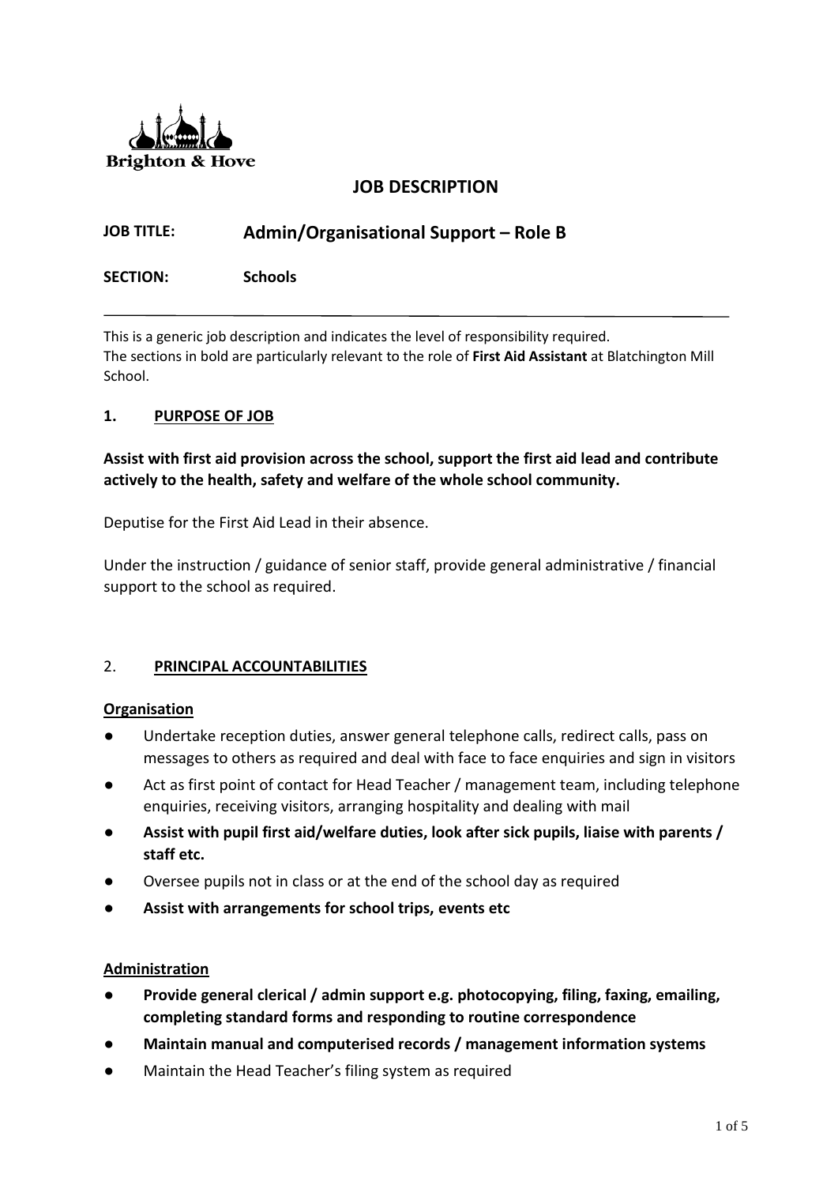Brighton & Hove

# JOB DESCRIPTION

**JOB TITLE:** **Admin/Organisational Support – Role B**

**SECTION:** **Schools**

---

This is a generic job description and indicates the level of responsibility required.
The sections in bold are particularly relevant to the role of **First Aid Assistant** at Blatchington Mill School.

## 1. PURPOSE OF JOB

**Assist with first aid provision across the school, support the first aid lead and contribute actively to the health, safety and welfare of the whole school community.**

Deputise for the First Aid Lead in their absence.

Under the instruction / guidance of senior staff, provide general administrative / financial support to the school as required.

## 2. PRINCIPAL ACCOUNTABILITIES

### Organisation

- Undertake reception duties, answer general telephone calls, redirect calls, pass on messages to others as required and deal with face to face enquiries and sign in visitors
- Act as first point of contact for Head Teacher / management team, including telephone enquiries, receiving visitors, arranging hospitality and dealing with mail
- **Assist with pupil first aid/welfare duties, look after sick pupils, liaise with parents / staff etc.**
- Oversee pupils not in class or at the end of the school day as required
- **Assist with arrangements for school trips, events etc**

### Administration

- **Provide general clerical / admin support e.g. photocopying, filing, faxing, emailing, completing standard forms and responding to routine correspondence**
- **Maintain manual and computerised records / management information systems**
- Maintain the Head Teacher's filing system as required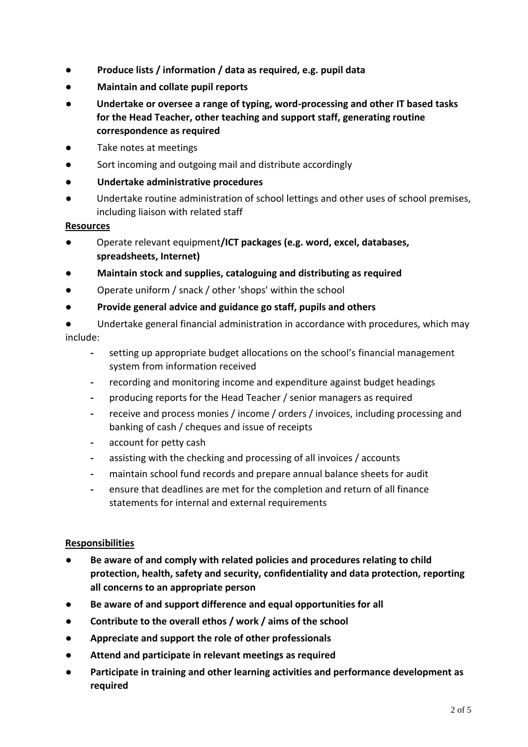- **Produce lists / information / data as required, e.g. pupil data**
- **Maintain and collate pupil reports**
- **Undertake or oversee a range of typing, word-processing and other IT based tasks for the Head Teacher, other teaching and support staff, generating routine correspondence as required**
- Take notes at meetings
- Sort incoming and outgoing mail and distribute accordingly
- **Undertake administrative procedures**
- Undertake routine administration of school lettings and other uses of school premises, including liaison with related staff

**Resources**

- Operate relevant equipment**/ICT packages (e.g. word, excel, databases, spreadsheets, Internet)**
- **Maintain stock and supplies, cataloguing and distributing as required**
- Operate uniform / snack / other 'shops' within the school
- **Provide general advice and guidance go staff, pupils and others**
- Undertake general financial administration in accordance with procedures, which may include:
    - setting up appropriate budget allocations on the school's financial management system from information received
    - recording and monitoring income and expenditure against budget headings
    - producing reports for the Head Teacher / senior managers as required
    - receive and process monies / income / orders / invoices, including processing and banking of cash / cheques and issue of receipts
    - account for petty cash
    - assisting with the checking and processing of all invoices / accounts
    - maintain school fund records and prepare annual balance sheets for audit
    - ensure that deadlines are met for the completion and return of all finance statements for internal and external requirements

**Responsibilities**

- **Be aware of and comply with related policies and procedures relating to child protection, health, safety and security, confidentiality and data protection, reporting all concerns to an appropriate person**
- **Be aware of and support difference and equal opportunities for all**
- **Contribute to the overall ethos / work / aims of the school**
- **Appreciate and support the role of other professionals**
- **Attend and participate in relevant meetings as required**
- **Participate in training and other learning activities and performance development as required**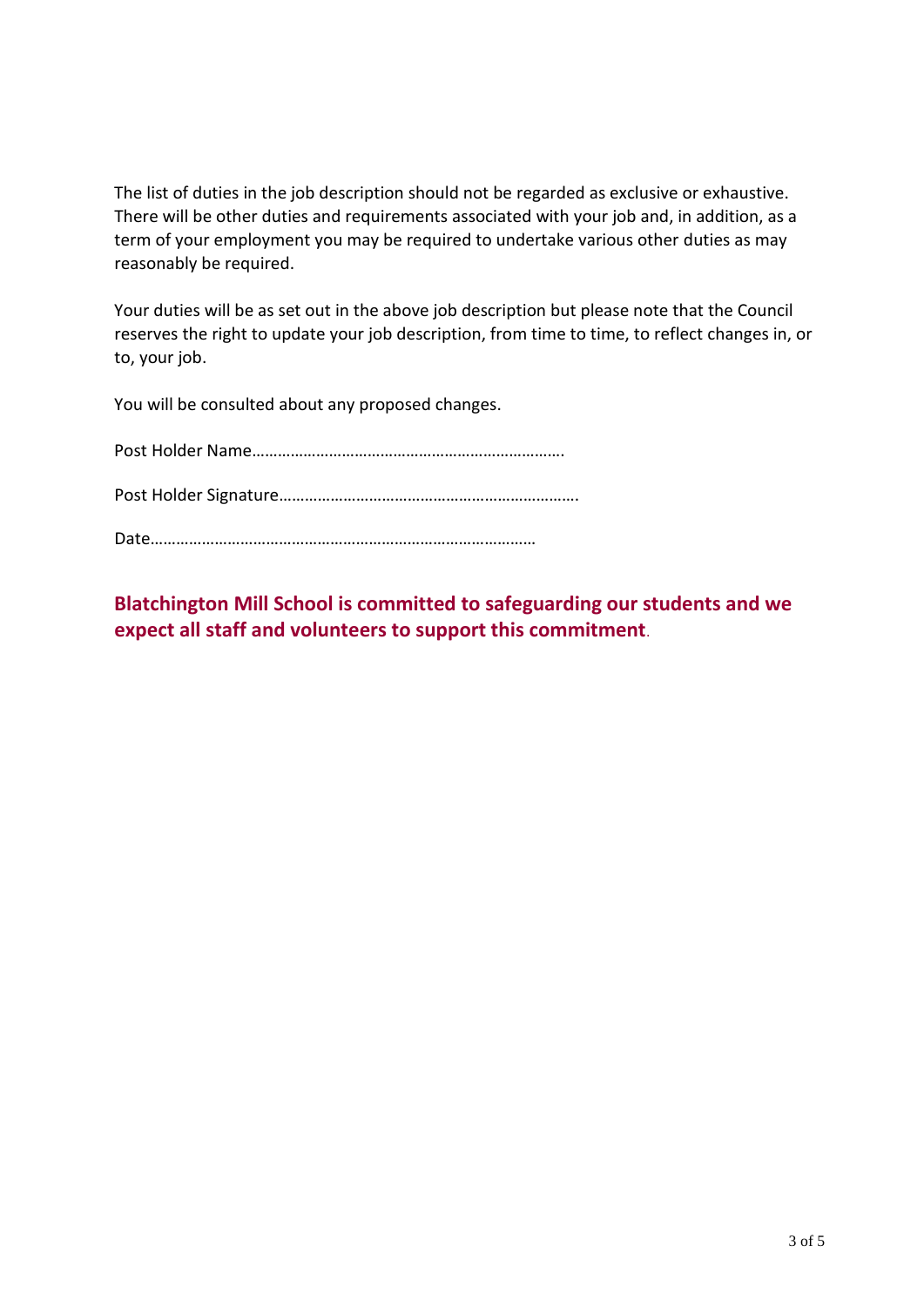The list of duties in the job description should not be regarded as exclusive or exhaustive. There will be other duties and requirements associated with your job and, in addition, as a term of your employment you may be required to undertake various other duties as may reasonably be required.

Your duties will be as set out in the above job description but please note that the Council reserves the right to update your job description, from time to time, to reflect changes in, or to, your job.

You will be consulted about any proposed changes.

Post Holder Name……………………………………………………………….

Post Holder Signature…………………………………………………………….

Date……………………………………………………………………………

**Blatchington Mill School is committed to safeguarding our students and we expect all staff and volunteers to support this commitment**.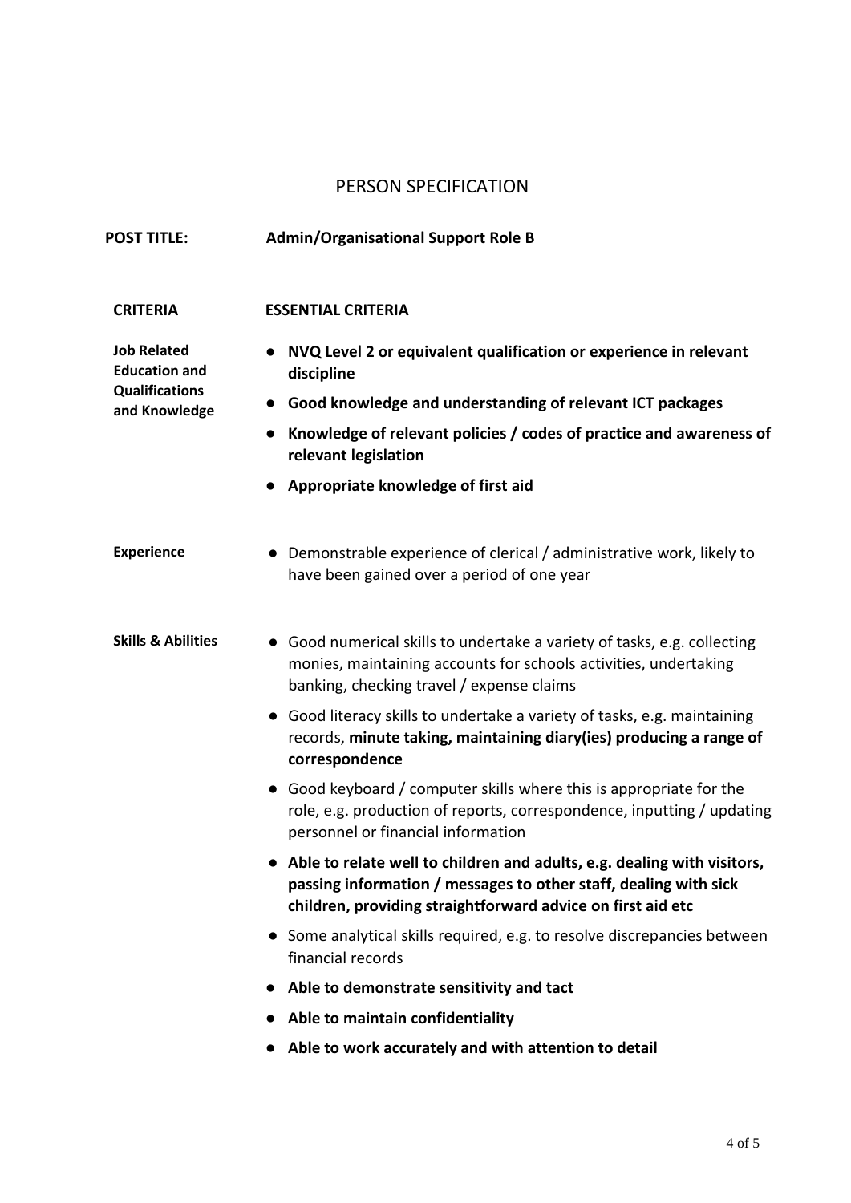# PERSON SPECIFICATION

**POST TITLE:** **Admin/Organisational Support Role B**

| CRITERIA | ESSENTIAL CRITERIA |
|---|---|
| **Job Related Education and Qualifications and Knowledge** | • **NVQ Level 2 or equivalent qualification or experience in relevant discipline**<br>• **Good knowledge and understanding of relevant ICT packages**<br>• **Knowledge of relevant policies / codes of practice and awareness of relevant legislation**<br>• **Appropriate knowledge of first aid** |
| **Experience** | • Demonstrable experience of clerical / administrative work, likely to have been gained over a period of one year |
| **Skills & Abilities** | • Good numerical skills to undertake a variety of tasks, e.g. collecting monies, maintaining accounts for schools activities, undertaking banking, checking travel / expense claims<br>• Good literacy skills to undertake a variety of tasks, e.g. maintaining records, **minute taking, maintaining diary(ies) producing a range of correspondence**<br>• Good keyboard / computer skills where this is appropriate for the role, e.g. production of reports, correspondence, inputting / updating personnel or financial information<br>• **Able to relate well to children and adults, e.g. dealing with visitors, passing information / messages to other staff, dealing with sick children, providing straightforward advice on first aid etc**<br>• Some analytical skills required, e.g. to resolve discrepancies between financial records<br>• **Able to demonstrate sensitivity and tact**<br>• **Able to maintain confidentiality**<br>• **Able to work accurately and with attention to detail** |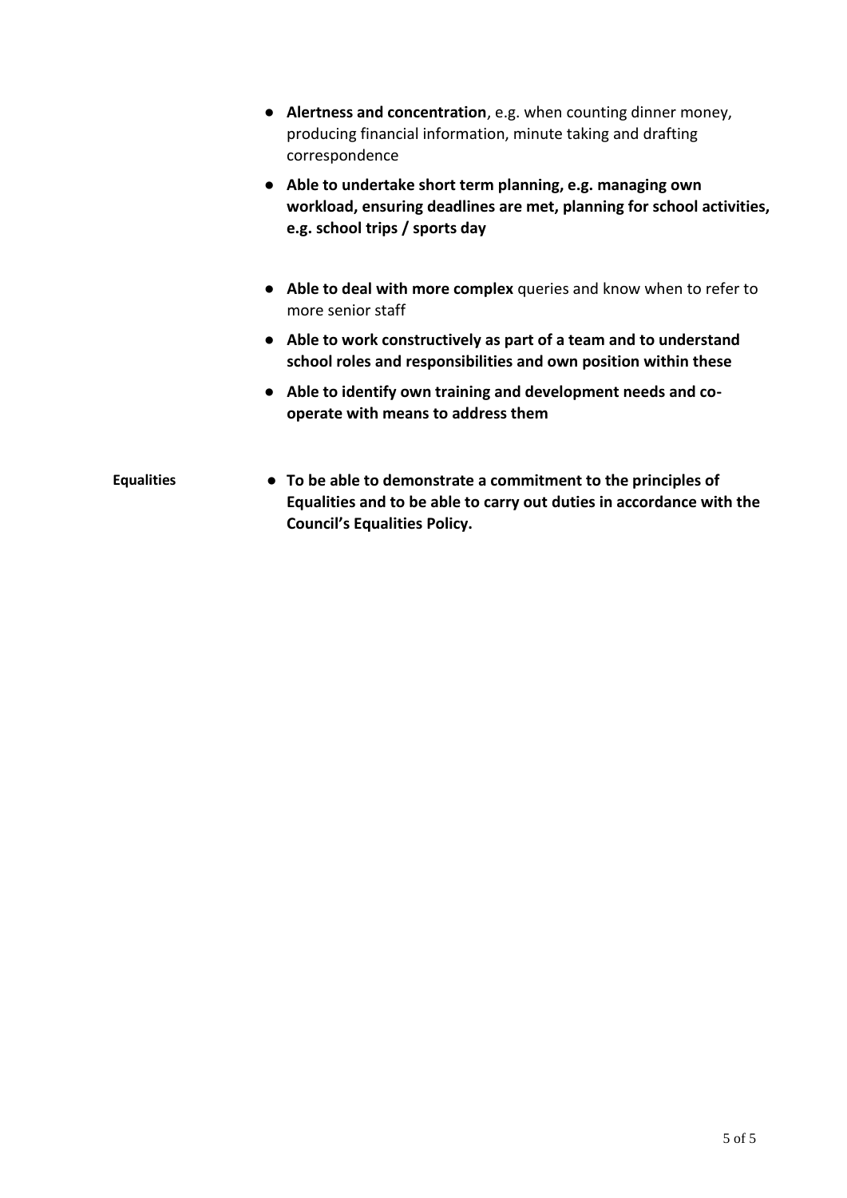- **Alertness and concentration**, e.g. when counting dinner money, producing financial information, minute taking and drafting correspondence
- **Able to undertake short term planning, e.g. managing own workload, ensuring deadlines are met, planning for school activities, e.g. school trips / sports day**
- **Able to deal with more complex** queries and know when to refer to more senior staff
- **Able to work constructively as part of a team and to understand school roles and responsibilities and own position within these**
- **Able to identify own training and development needs and co-operate with means to address them**

**Equalities**

- **To be able to demonstrate a commitment to the principles of Equalities and to be able to carry out duties in accordance with the Council's Equalities Policy.**